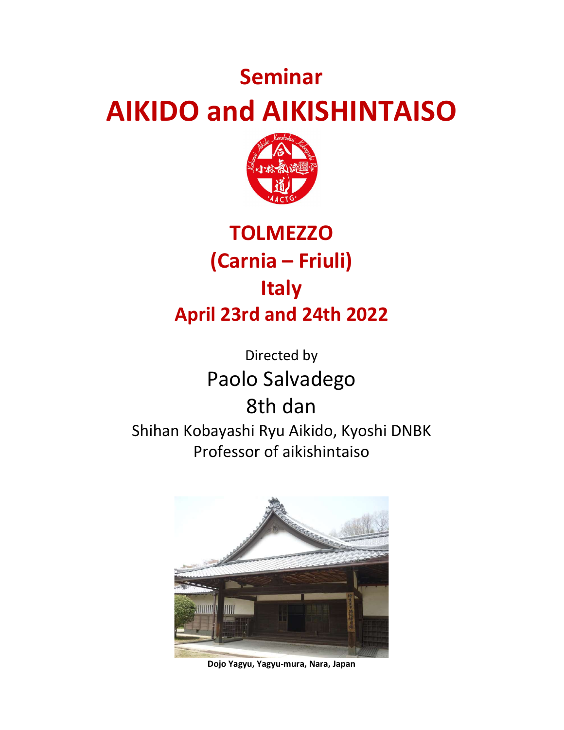# Seminar

# AIKIDO and AIKISHINTAISO

## TOLMEZZO
## (Carnia – Friuli)
## Italy
## April 23rd and 24th 2022

Directed by

Paolo Salvadego

8th dan

Shihan Kobayashi Ryu Aikido, Kyoshi DNBK

Professor of aikishintaiso

**Dojo Yagyu, Yagyu-mura, Nara, Japan**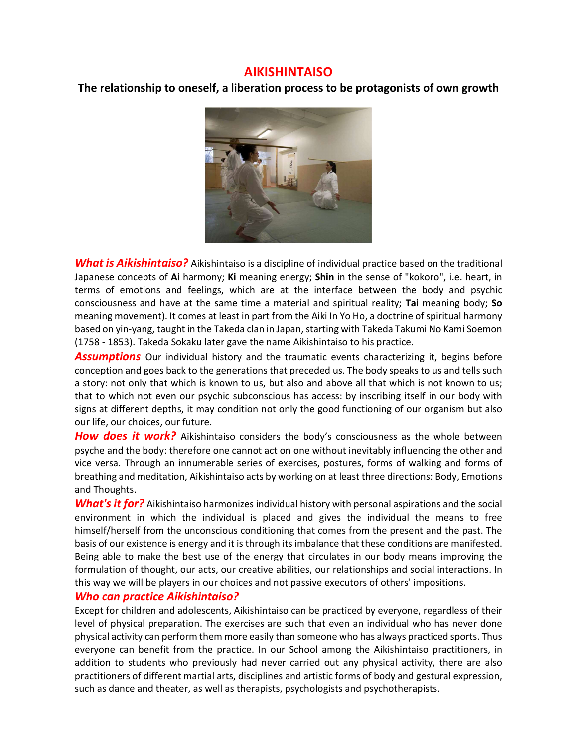# AIKISHINTAISO

## The relationship to oneself, a liberation process to be protagonists of own growth

***What is Aikishintaiso?*** Aikishintaiso is a discipline of individual practice based on the traditional Japanese concepts of **Ai** harmony; **Ki** meaning energy; **Shin** in the sense of "kokoro", i.e. heart, in terms of emotions and feelings, which are at the interface between the body and psychic consciousness and have at the same time a material and spiritual reality; **Tai** meaning body; **So** meaning movement). It comes at least in part from the Aiki In Yo Ho, a doctrine of spiritual harmony based on yin-yang, taught in the Takeda clan in Japan, starting with Takeda Takumi No Kami Soemon (1758 - 1853). Takeda Sokaku later gave the name Aikishintaiso to his practice.

***Assumptions*** Our individual history and the traumatic events characterizing it, begins before conception and goes back to the generations that preceded us. The body speaks to us and tells such a story: not only that which is known to us, but also and above all that which is not known to us; that to which not even our psychic subconscious has access: by inscribing itself in our body with signs at different depths, it may condition not only the good functioning of our organism but also our life, our choices, our future.

***How does it work?*** Aikishintaiso considers the body's consciousness as the whole between psyche and the body: therefore one cannot act on one without inevitably influencing the other and vice versa. Through an innumerable series of exercises, postures, forms of walking and forms of breathing and meditation, Aikishintaiso acts by working on at least three directions: Body, Emotions and Thoughts.

***What's it for?*** Aikishintaiso harmonizes individual history with personal aspirations and the social environment in which the individual is placed and gives the individual the means to free himself/herself from the unconscious conditioning that comes from the present and the past. The basis of our existence is energy and it is through its imbalance that these conditions are manifested. Being able to make the best use of the energy that circulates in our body means improving the formulation of thought, our acts, our creative abilities, our relationships and social interactions. In this way we will be players in our choices and not passive executors of others' impositions.

***Who can practice Aikishintaiso?***

Except for children and adolescents, Aikishintaiso can be practiced by everyone, regardless of their level of physical preparation. The exercises are such that even an individual who has never done physical activity can perform them more easily than someone who has always practiced sports. Thus everyone can benefit from the practice. In our School among the Aikishintaiso practitioners, in addition to students who previously had never carried out any physical activity, there are also practitioners of different martial arts, disciplines and artistic forms of body and gestural expression, such as dance and theater, as well as therapists, psychologists and psychotherapists.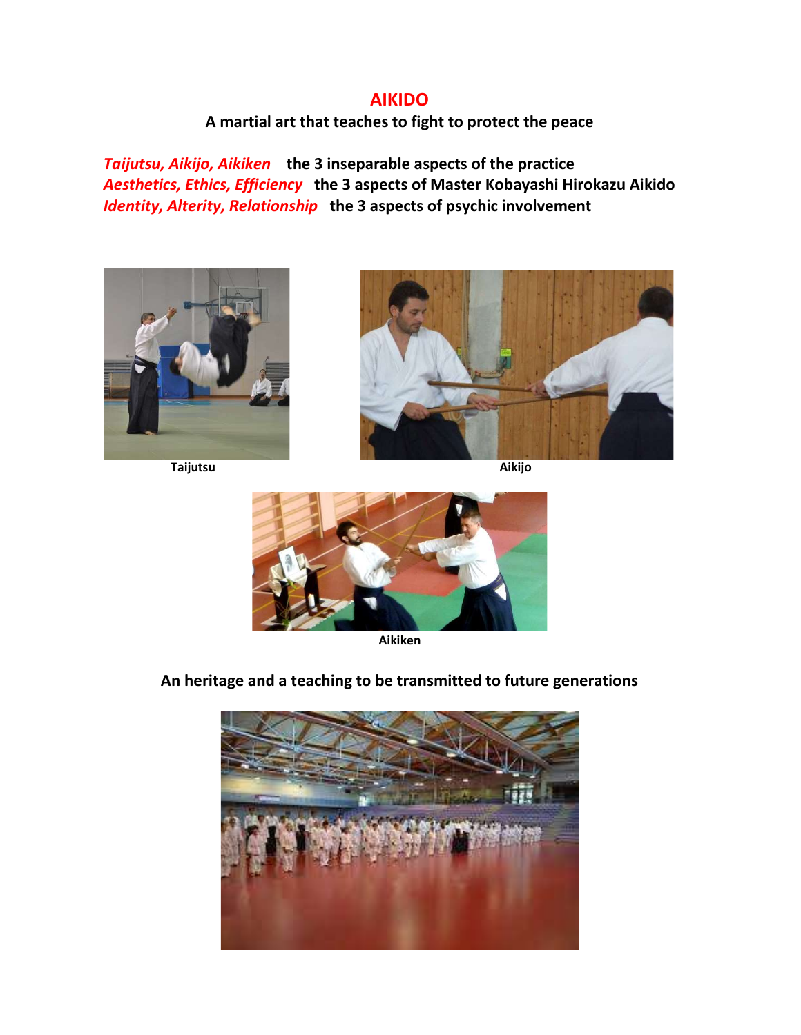# AIKIDO

**A martial art that teaches to fight to protect the peace**

***Taijutsu, Aikijo, Aikiken*** **the 3 inseparable aspects of the practice**
***Aesthetics, Ethics, Efficiency*** **the 3 aspects of Master Kobayashi Hirokazu Aikido**
***Identity, Alterity, Relationship*** **the 3 aspects of psychic involvement**

**Taijutsu**

**Aikijo**

**Aikiken**

**An heritage and a teaching to be transmitted to future generations**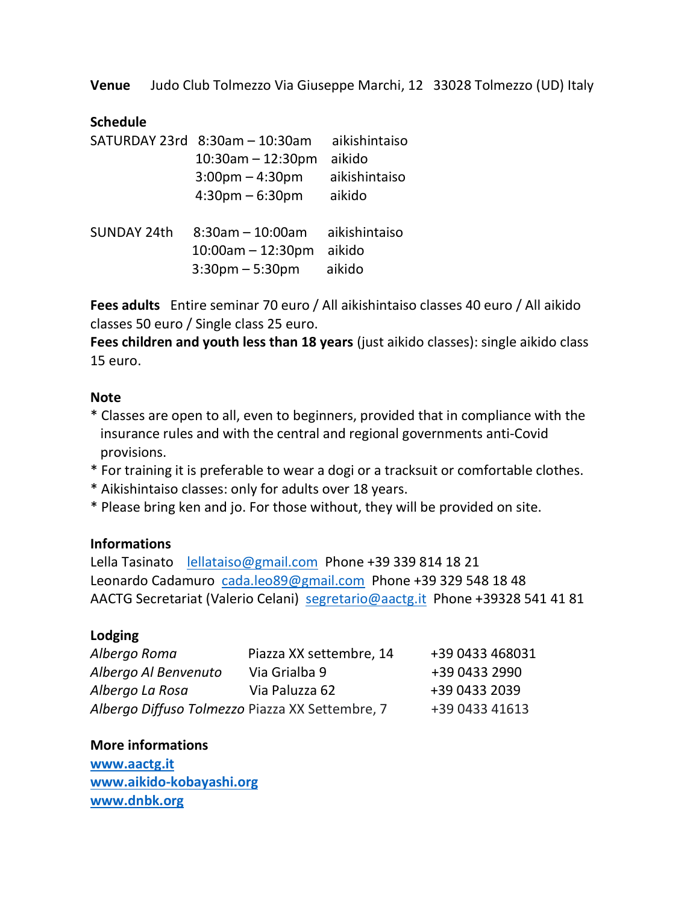**Venue** Judo Club Tolmezzo Via Giuseppe Marchi, 12 33028 Tolmezzo (UD) Italy

**Schedule**

| | | |
|---|---|---|
| SATURDAY 23rd | 8:30am – 10:30am | aikishintaiso |
| | 10:30am – 12:30pm | aikido |
| | 3:00pm – 4:30pm | aikishintaiso |
| | 4:30pm – 6:30pm | aikido |
| SUNDAY 24th | 8:30am – 10:00am | aikishintaiso |
| | 10:00am – 12:30pm | aikido |
| | 3:30pm – 5:30pm | aikido |

**Fees adults** Entire seminar 70 euro / All aikishintaiso classes 40 euro / All aikido classes 50 euro / Single class 25 euro.
**Fees children and youth less than 18 years** (just aikido classes): single aikido class 15 euro.

**Note**
* Classes are open to all, even to beginners, provided that in compliance with the insurance rules and with the central and regional governments anti-Covid provisions.
* For training it is preferable to wear a dogi or a tracksuit or comfortable clothes.
* Aikishintaiso classes: only for adults over 18 years.
* Please bring ken and jo. For those without, they will be provided on site.

**Informations**
Lella Tasinato lellataiso@gmail.com Phone +39 339 814 18 21
Leonardo Cadamuro cada.leo89@gmail.com Phone +39 329 548 18 48
AACTG Secretariat (Valerio Celani) segretario@aactg.it Phone +39328 541 41 81

**Lodging**

| | | |
|---|---|---|
| *Albergo Roma* | Piazza XX settembre, 14 | +39 0433 468031 |
| *Albergo Al Benvenuto* | Via Grialba 9 | +39 0433 2990 |
| *Albergo La Rosa* | Via Paluzza 62 | +39 0433 2039 |
| *Albergo Diffuso Tolmezzo* | Piazza XX Settembre, 7 | +39 0433 41613 |

**More informations**
**www.aactg.it**
**www.aikido-kobayashi.org**
**www.dnbk.org**